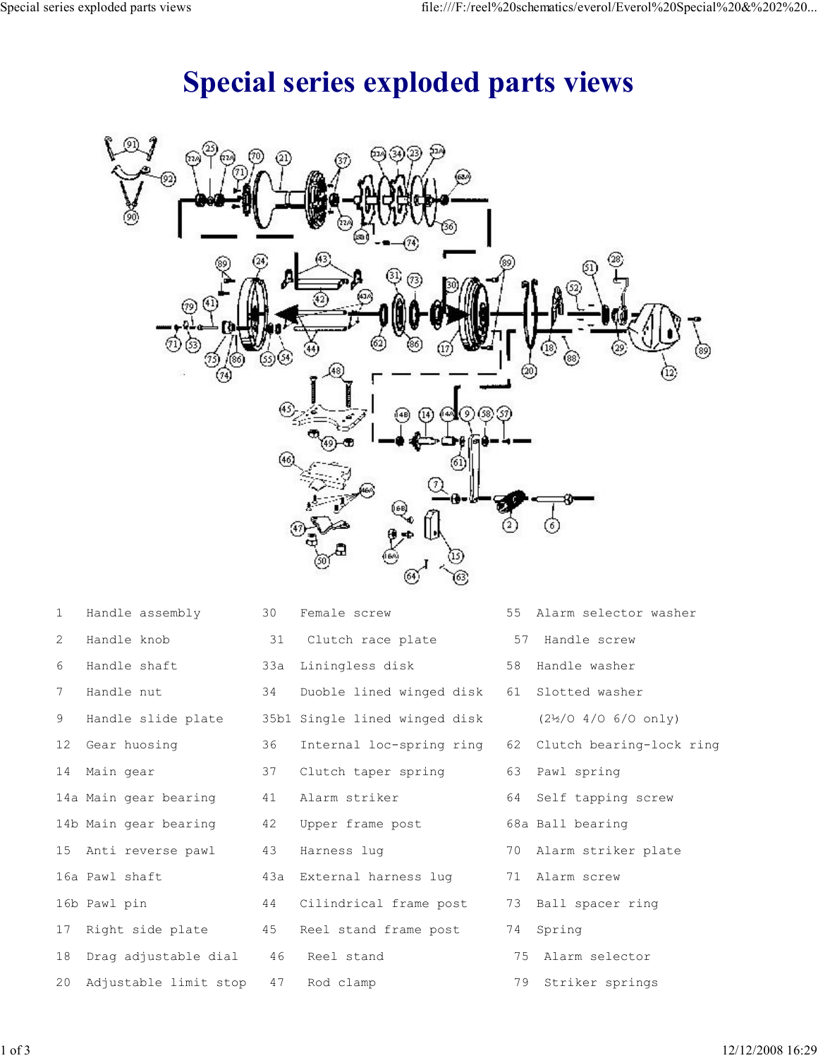# Special series exploded parts views

| | | | | | |
|---|---|---|---|---|---|
| 1 | Handle assembly | 30 | Female screw | 55 | Alarm selector washer |
| 2 | Handle knob | 31 | Clutch race plate | 57 | Handle screw |
| 6 | Handle shaft | 33a | Liningless disk | 58 | Handle washer |
| 7 | Handle nut | 34 | Duoble lined winged disk | 61 | Slotted washer (2½/O 4/O 6/O only) |
| 9 | Handle slide plate | 35b1 | Single lined winged disk | 62 | Clutch bearing-lock ring |
| 12 | Gear huosing | 36 | Internal loc-spring ring | 63 | Pawl spring |
| 14 | Main gear | 37 | Clutch taper spring | 64 | Self tapping screw |
| 14a | Main gear bearing | 41 | Alarm striker | 68a | Ball bearing |
| 14b | Main gear bearing | 42 | Upper frame post | 70 | Alarm striker plate |
| 15 | Anti reverse pawl | 43 | Harness lug | 71 | Alarm screw |
| 16a | Pawl shaft | 43a | External harness lug | 73 | Ball spacer ring |
| 16b | Pawl pin | 44 | Cilindrical frame post | 74 | Spring |
| 17 | Right side plate | 45 | Reel stand frame post | 75 | Alarm selector |
| 18 | Drag adjustable dial | 46 | Reel stand | 79 | Striker springs |
| 20 | Adjustable limit stop | 47 | Rod clamp | | |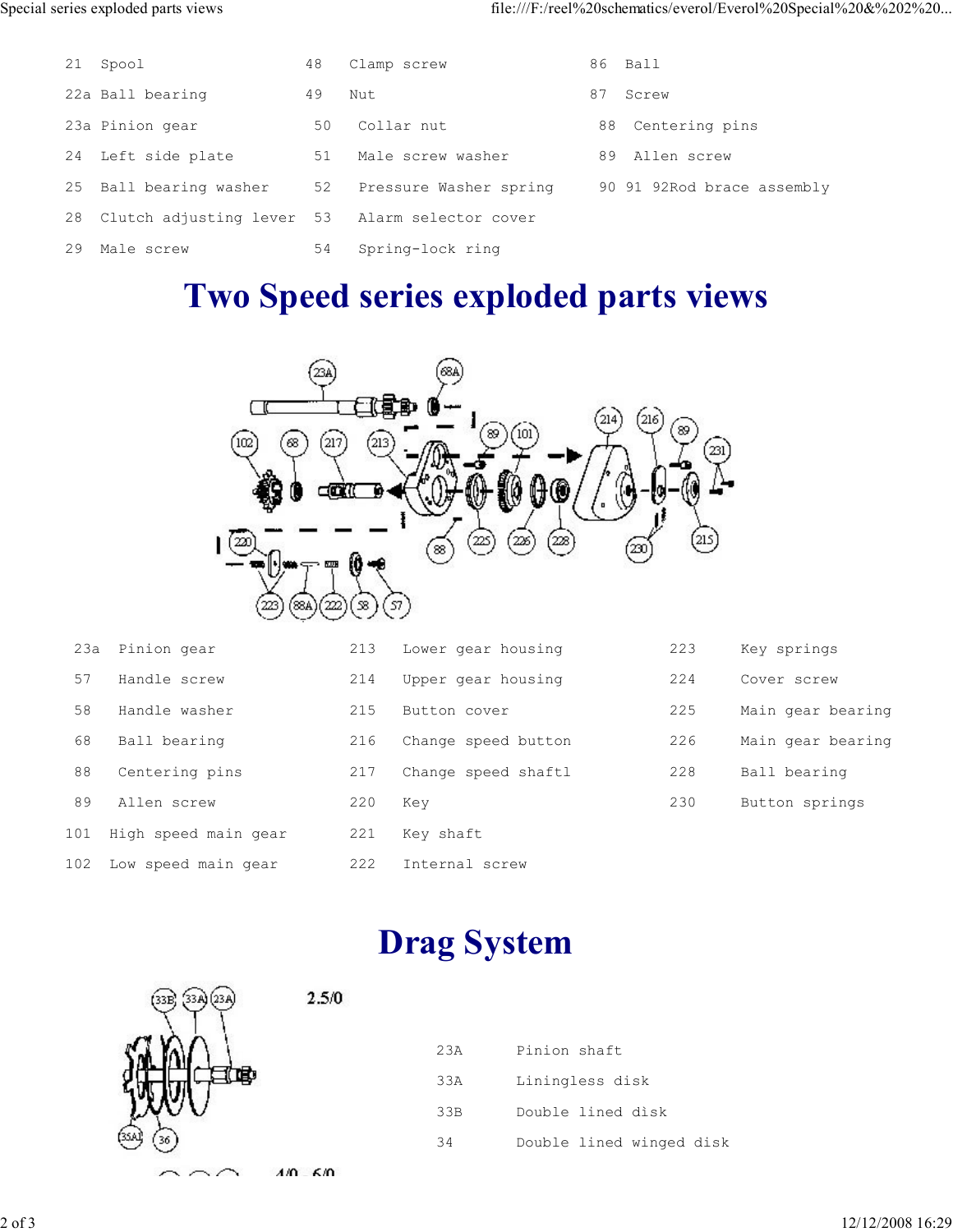| | | | | | |
|---|---|---|---|---|---|
| 21 | Spool | 48 | Clamp screw | 86 | Ball |
| 22a | Ball bearing | 49 | Nut | 87 | Screw |
| 23a | Pinion gear | 50 | Collar nut | 88 | Centering pins |
| 24 | Left side plate | 51 | Male screw washer | 89 | Allen screw |
| 25 | Ball bearing washer | 52 | Pressure Washer spring | 90 91 92 | Rod brace assembly |
| 28 | Clutch adjusting lever | 53 | Alarm selector cover | | |
| 29 | Male screw | 54 | Spring-lock ring | | |

# Two Speed series exploded parts views

| | | | | | |
|---|---|---|---|---|---|
| 23a | Pinion gear | 213 | Lower gear housing | 223 | Key springs |
| 57 | Handle screw | 214 | Upper gear housing | 224 | Cover screw |
| 58 | Handle washer | 215 | Button cover | 225 | Main gear bearing |
| 68 | Ball bearing | 216 | Change speed button | 226 | Main gear bearing |
| 88 | Centering pins | 217 | Change speed shaftl | 228 | Ball bearing |
| 89 | Allen screw | 220 | Key | 230 | Button springs |
| 101 | High speed main gear | 221 | Key shaft | | |
| 102 | Low speed main gear | 222 | Internal screw | | |

# Drag System

2.5/0

| | |
|---|---|
| 23A | Pinion shaft |
| 33A | Liningless disk |
| 33B | Double lined disk |
| 34 | Double lined winged disk |

4/0 - 6/0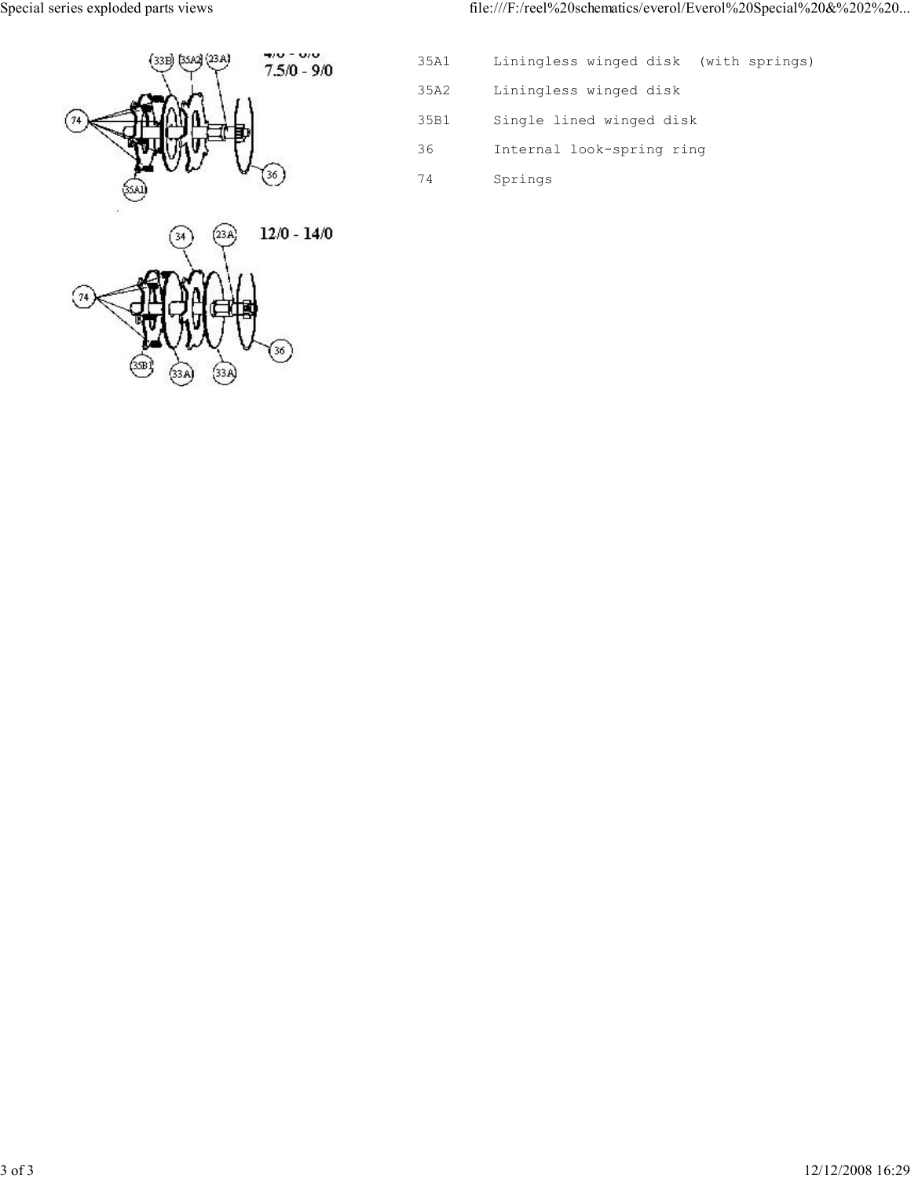4/0 - 6/0
7.5/0 - 9/0

33B 35A2 23A

74

36

35A1

12/0 - 14/0

34 23A

74

36

35B1 33A 33A

| | |
|---|---|
| 35A1 | Liningless winged disk (with springs) |
| 35A2 | Liningless winged disk |
| 35B1 | Single lined winged disk |
| 36 | Internal look-spring ring |
| 74 | Springs |